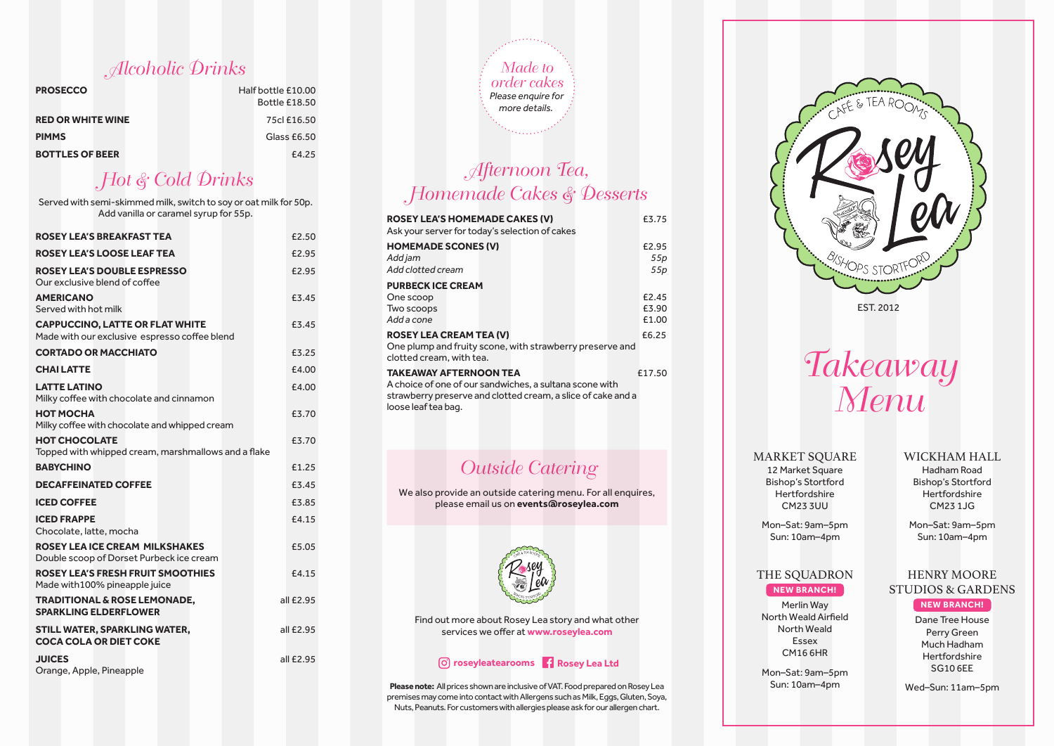## Alcoholic Drinks

| Item | Price |
|---|---|
| **PROSECCO** | Half bottle £10.00<br>Bottle £18.50 |
| **RED OR WHITE WINE** | 75cl £16.50 |
| **PIMMS** | Glass £6.50 |
| **BOTTLES OF BEER** | £4.25 |

## Hot & Cold Drinks

Served with semi-skimmed milk, switch to soy or oat milk for 50p. Add vanilla or caramel syrup for 55p.

| Item | Price |
|---|---|
| **ROSEY LEA'S BREAKFAST TEA** | £2.50 |
| **ROSEY LEA'S LOOSE LEAF TEA** | £2.95 |
| **ROSEY LEA'S DOUBLE ESPRESSO**<br>Our exclusive blend of coffee | £2.95 |
| **AMERICANO**<br>Served with hot milk | £3.45 |
| **CAPPUCCINO, LATTE OR FLAT WHITE**<br>Made with our exclusive espresso coffee blend | £3.45 |
| **CORTADO OR MACCHIATO** | £3.25 |
| **CHAI LATTE** | £4.00 |
| **LATTE LATINO**<br>Milky coffee with chocolate and cinnamon | £4.00 |
| **HOT MOCHA**<br>Milky coffee with chocolate and whipped cream | £3.70 |
| **HOT CHOCOLATE**<br>Topped with whipped cream, marshmallows and a flake | £3.70 |
| **BABYCHINO** | £1.25 |
| **DECAFFEINATED COFFEE** | £3.45 |
| **ICED COFFEE** | £3.85 |
| **ICED FRAPPE**<br>Chocolate, latte, mocha | £4.15 |
| **ROSEY LEA ICE CREAM MILKSHAKES**<br>Double scoop of Dorset Purbeck ice cream | £5.05 |
| **ROSEY LEA'S FRESH FRUIT SMOOTHIES**<br>Made with100% pineapple juice | £4.15 |
| **TRADITIONAL & ROSE LEMONADE, SPARKLING ELDERFLOWER** | all £2.95 |
| **STILL WATER, SPARKLING WATER, COCA COLA OR DIET COKE** | all £2.95 |
| **JUICES**<br>Orange, Apple, Pineapple | all £2.95 |

*Made to order cakes*
*Please enquire for more details.*

## Afternoon Tea, Homemade Cakes & Desserts

| Item | Price |
|---|---|
| **ROSEY LEA'S HOMEMADE CAKES (V)**<br>Ask your server for today's selection of cakes | £3.75 |
| **HOMEMADE SCONES (V)** | £2.95 |
| *Add jam* | *55p* |
| *Add clotted cream* | *55p* |
| **PURBECK ICE CREAM** | |
| One scoop | £2.45 |
| Two scoops | £3.90 |
| *Add a cone* | £1.00 |
| **ROSEY LEA CREAM TEA (V)**<br>One plump and fruity scone, with strawberry preserve and clotted cream, with tea. | £6.25 |
| **TAKEAWAY AFTERNOON TEA**<br>A choice of one of our sandwiches, a sultana scone with strawberry preserve and clotted cream, a slice of cake and a loose leaf tea bag. | £17.50 |

## Outside Catering

We also provide an outside catering menu. For all enquires, please email us on **events@roseylea.com**

Find out more about Rosey Lea story and what other services we offer at **www.roseylea.com**

**roseyleatearooms** **Rosey Lea Ltd**

**Please note:** All prices shown are inclusive of VAT. Food prepared on Rosey Lea premises may come into contact with Allergens such as Milk, Eggs, Gluten, Soya, Nuts, Peanuts. For customers with allergies please ask for our allergen chart.

# Rosey Lea

CAFÉ & TEA ROOMS
BISHOPS STORTFORD

EST. 2012

# Takeaway Menu

### MARKET SQUARE

12 Market Square
Bishop's Stortford
Hertfordshire
CM23 3UU

Mon–Sat: 9am–5pm
Sun: 10am–4pm

### WICKHAM HALL

Hadham Road
Bishop's Stortford
Hertfordshire
CM23 1JG

Mon–Sat: 9am–5pm
Sun: 10am–4pm

### THE SQUADRON

**NEW BRANCH!**

Merlin Way
North Weald Airfield
North Weald
Essex
CM16 6HR

Mon–Sat: 9am–5pm
Sun: 10am–4pm

### HENRY MOORE STUDIOS & GARDENS

**NEW BRANCH!**

Dane Tree House
Perry Green
Much Hadham
Hertfordshire
SG10 6EE

Wed–Sun: 11am–5pm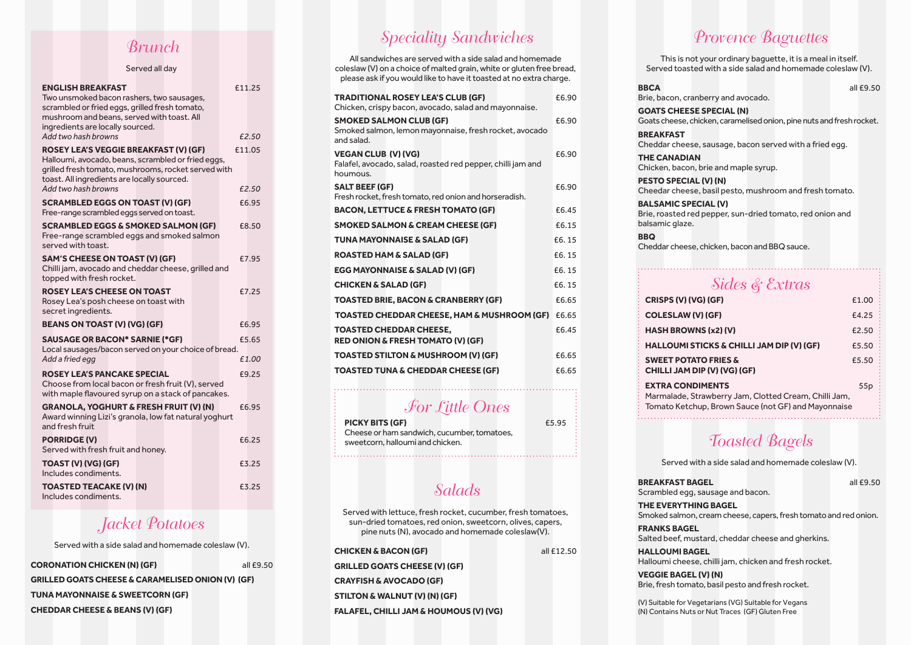## Brunch

Served all day

**ENGLISH BREAKFAST** £11.25
Two unsmoked bacon rashers, two sausages, scrambled or fried eggs, grilled fresh tomato, mushroom and beans, served with toast. All ingredients are locally sourced.
*Add two hash browns* *£2.50*

**ROSEY LEA'S VEGGIE BREAKFAST (V) (GF)** £11.05
Halloumi, avocado, beans, scrambled or fried eggs, grilled fresh tomato, mushrooms, rocket served with toast. All ingredients are locally sourced.
*Add two hash browns* *£2.50*

**SCRAMBLED EGGS ON TOAST (V) (GF)** £6.95
Free-range scrambled eggs served on toast.

**SCRAMBLED EGGS & SMOKED SALMON (GF)** £8.50
Free-range scrambled eggs and smoked salmon served with toast.

**SAM'S CHEESE ON TOAST (V) (GF)** £7.95
Chilli jam, avocado and cheddar cheese, grilled and topped with fresh rocket.

**ROSEY LEA'S CHEESE ON TOAST** £7.25
Rosey Lea's posh cheese on toast with secret ingredients.

**BEANS ON TOAST (V) (VG) (GF)** £6.95

**SAUSAGE OR BACON* SARNIE (*GF)** £5.65
Local sausages/bacon served on your choice of bread.
*Add a fried egg* *£1.00*

**ROSEY LEA'S PANCAKE SPECIAL** £9.25
Choose from local bacon or fresh fruit (V), served with maple flavoured syrup on a stack of pancakes.

**GRANOLA, YOGHURT & FRESH FRUIT (V) (N)** £6.95
Award winning Lizi's granola, low fat natural yoghurt and fresh fruit

**PORRIDGE (V)** £6.25
Served with fresh fruit and honey.

**TOAST (V) (VG) (GF)** £3.25
Includes condiments.

**TOASTED TEACAKE (V) (N)** £3.25
Includes condiments.

## Jacket Potatoes

Served with a side salad and homemade coleslaw (V).

**CORONATION CHICKEN (N) (GF)** all £9.50
**GRILLED GOATS CHEESE & CARAMELISED ONION (V) (GF)**
**TUNA MAYONNAISE & SWEETCORN (GF)**
**CHEDDAR CHEESE & BEANS (V) (GF)**

## Speciality Sandwiches

All sandwiches are served with a side salad and homemade coleslaw (V) on a choice of malted grain, white or gluten free bread, please ask if you would like to have it toasted at no extra charge.

**TRADITIONAL ROSEY LEA'S CLUB (GF)** £6.90
Chicken, crispy bacon, avocado, salad and mayonnaise.

**SMOKED SALMON CLUB (GF)** £6.90
Smoked salmon, lemon mayonnaise, fresh rocket, avocado and salad.

**VEGAN CLUB (V) (VG)** £6.90
Falafel, avocado, salad, roasted red pepper, chilli jam and houmous.

**SALT BEEF (GF)** £6.90
Fresh rocket, fresh tomato, red onion and horseradish.

**BACON, LETTUCE & FRESH TOMATO (GF)** £6.45

**SMOKED SALMON & CREAM CHEESE (GF)** £6.15

**TUNA MAYONNAISE & SALAD (GF)** £6. 15

**ROASTED HAM & SALAD (GF)** £6. 15

**EGG MAYONNAISE & SALAD (V) (GF)** £6. 15

**CHICKEN & SALAD (GF)** £6. 15

**TOASTED BRIE, BACON & CRANBERRY (GF)** £6.65

**TOASTED CHEDDAR CHEESE, HAM & MUSHROOM (GF)** £6.65

**TOASTED CHEDDAR CHEESE, RED ONION & FRESH TOMATO (V) (GF)** £6.45

**TOASTED STILTON & MUSHROOM (V) (GF)** £6.65

**TOASTED TUNA & CHEDDAR CHEESE (GF)** £6.65

## For Little Ones

**PICKY BITS (GF)** £5.95
Cheese or ham sandwich, cucumber, tomatoes, sweetcorn, halloumi and chicken.

## Salads

Served with lettuce, fresh rocket, cucumber, fresh tomatoes, sun-dried tomatoes, red onion, sweetcorn, olives, capers, pine nuts (N), avocado and homemade coleslaw(V).

**CHICKEN & BACON (GF)** all £12.50
**GRILLED GOATS CHEESE (V) (GF)**
**CRAYFISH & AVOCADO (GF)**
**STILTON & WALNUT (V) (N) (GF)**
**FALAFEL, CHILLI JAM & HOUMOUS (V) (VG)**

## Provence Baguettes

This is not your ordinary baguette, it is a meal in itself. Served toasted with a side salad and homemade coleslaw (V).

**BBCA** all £9.50
Brie, bacon, cranberry and avocado.

**GOATS CHEESE SPECIAL (N)**
Goats cheese, chicken, caramelised onion, pine nuts and fresh rocket.

**BREAKFAST**
Cheddar cheese, sausage, bacon served with a fried egg.

**THE CANADIAN**
Chicken, bacon, brie and maple syrup.

**PESTO SPECIAL (V) (N)**
Cheedar cheese, basil pesto, mushroom and fresh tomato.

**BALSAMIC SPECIAL (V)**
Brie, roasted red pepper, sun-dried tomato, red onion and balsamic glaze.

**BBQ**
Cheddar cheese, chicken, bacon and BBQ sauce.

## Sides & Extras

**CRISPS (V) (VG) (GF)** £1.00

**COLESLAW (V) (GF)** £4.25

**HASH BROWNS (x2) (V)** £2.50

**HALLOUMI STICKS & CHILLI JAM DIP (V) (GF)** £5.50

**SWEET POTATO FRIES & CHILLI JAM DIP (V) (VG) (GF)** £5.50

**EXTRA CONDIMENTS** 55p
Marmalade, Strawberry Jam, Clotted Cream, Chilli Jam, Tomato Ketchup, Brown Sauce (not GF) and Mayonnaise

## Toasted Bagels

Served with a side salad and homemade coleslaw (V).

**BREAKFAST BAGEL** all £9.50
Scrambled egg, sausage and bacon.

**THE EVERYTHING BAGEL**
Smoked salmon, cream cheese, capers, fresh tomato and red onion.

**FRANKS BAGEL**
Salted beef, mustard, cheddar cheese and gherkins.

**HALLOUMI BAGEL**
Halloumi cheese, chilli jam, chicken and fresh rocket.

**VEGGIE BAGEL (V) (N)**
Brie, fresh tomato, basil pesto and fresh rocket.

(V) Suitable for Vegetarians (VG) Suitable for Vegans
(N) Contains Nuts or Nut Traces (GF) Gluten Free